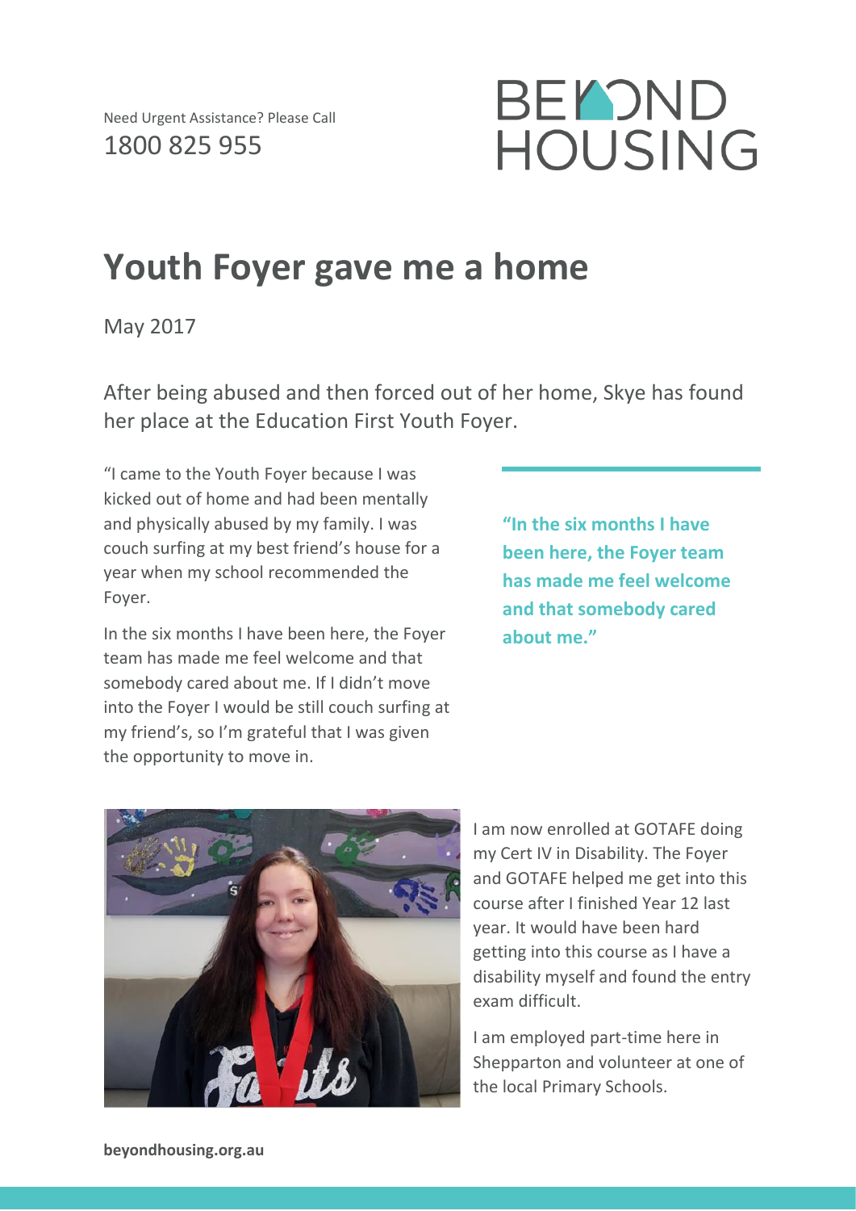Need Urgent Assistance? Please Call
1800 825 955

BEYOND HOUSING

# Youth Foyer gave me a home

May 2017

After being abused and then forced out of her home, Skye has found her place at the Education First Youth Foyer.

"I came to the Youth Foyer because I was kicked out of home and had been mentally and physically abused by my family. I was couch surfing at my best friend's house for a year when my school recommended the Foyer.

In the six months I have been here, the Foyer team has made me feel welcome and that somebody cared about me. If I didn't move into the Foyer I would be still couch surfing at my friend's, so I'm grateful that I was given the opportunity to move in.

**"In the six months I have been here, the Foyer team has made me feel welcome and that somebody cared about me."**

I am now enrolled at GOTAFE doing my Cert IV in Disability. The Foyer and GOTAFE helped me get into this course after I finished Year 12 last year. It would have been hard getting into this course as I have a disability myself and found the entry exam difficult.

I am employed part-time here in Shepparton and volunteer at one of the local Primary Schools.

**beyondhousing.org.au**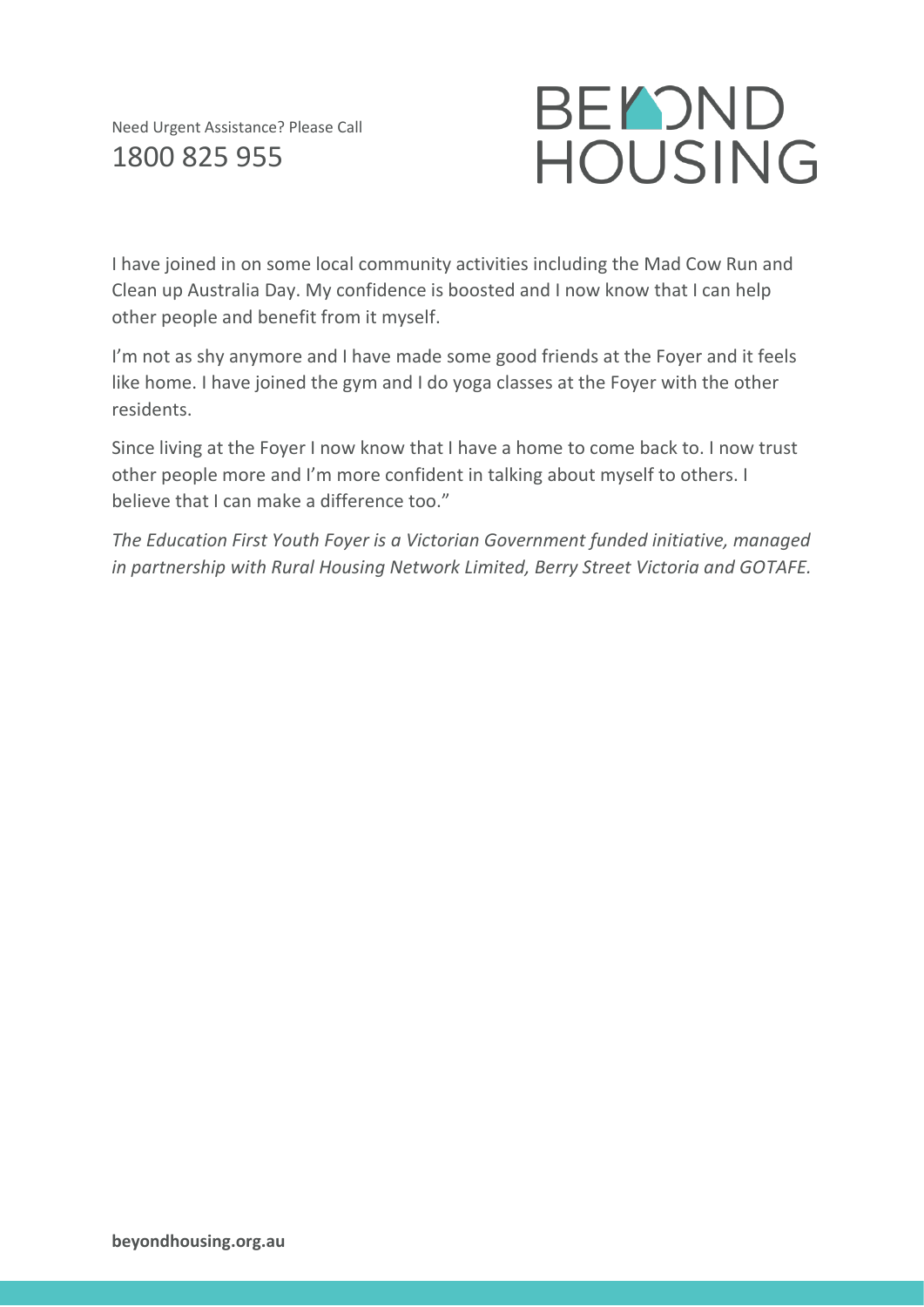I have joined in on some local community activities including the Mad Cow Run and Clean up Australia Day. My confidence is boosted and I now know that I can help other people and benefit from it myself.

I'm not as shy anymore and I have made some good friends at the Foyer and it feels like home. I have joined the gym and I do yoga classes at the Foyer with the other residents.

Since living at the Foyer I now know that I have a home to come back to. I now trust other people more and I'm more confident in talking about myself to others. I believe that I can make a difference too."

*The Education First Youth Foyer is a Victorian Government funded initiative, managed in partnership with Rural Housing Network Limited, Berry Street Victoria and GOTAFE.*